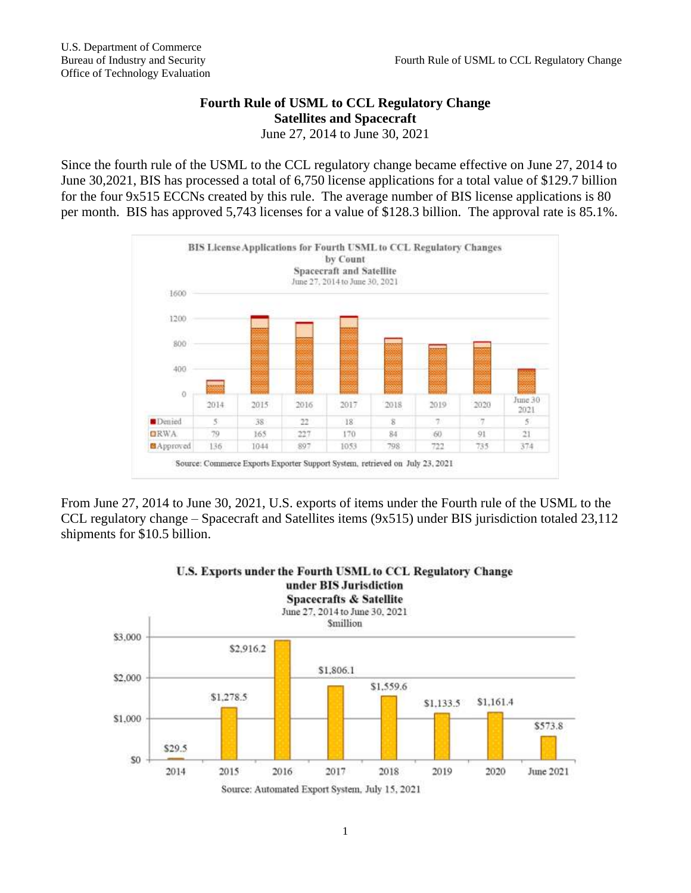# Fourth Rule of USML to CCL Regulatory Change
## Satellites and Spacecraft
June 27, 2014 to June 30, 2021

Since the fourth rule of the USML to the CCL regulatory change became effective on June 27, 2014 to June 30,2021, BIS has processed a total of 6,750 license applications for a total value of $129.7 billion for the four 9x515 ECCNs created by this rule. The average number of BIS license applications is 80 per month. BIS has approved 5,743 licenses for a value of $128.3 billion. The approval rate is 85.1%.

**BIS License Applications for Fourth USML to CCL Regulatory Changes by Count**
**Spacecraft and Satellite**
June 27, 2014 to June 30, 2021

| | 2014 | 2015 | 2016 | 2017 | 2018 | 2019 | 2020 | June 30 2021 |
|---|---|---|---|---|---|---|---|---|
| Denied | 5 | 38 | 22 | 18 | 8 | 7 | 7 | 5 |
| RWA | 79 | 165 | 227 | 170 | 84 | 60 | 91 | 21 |
| Approved | 136 | 1044 | 897 | 1053 | 798 | 722 | 735 | 374 |

Source: Commerce Exports Exporter Support System, retrieved on July 23, 2021

From June 27, 2014 to June 30, 2021, U.S. exports of items under the Fourth rule of the USML to the CCL regulatory change – Spacecraft and Satellites items (9x515) under BIS jurisdiction totaled 23,112 shipments for $10.5 billion.

**U.S. Exports under the Fourth USML to CCL Regulatory Change under BIS Jurisdiction**
**Spacecrafts & Satellite**
June 27, 2014 to June 30, 2021
$million

| 2014 | 2015 | 2016 | 2017 | 2018 | 2019 | 2020 | June 2021 |
|---|---|---|---|---|---|---|---|
| $29.5 | $1,278.5 | $2,916.2 | $1,806.1 | $1,559.6 | $1,133.5 | $1,161.4 | $573.8 |

Source: Automated Export System, July 15, 2021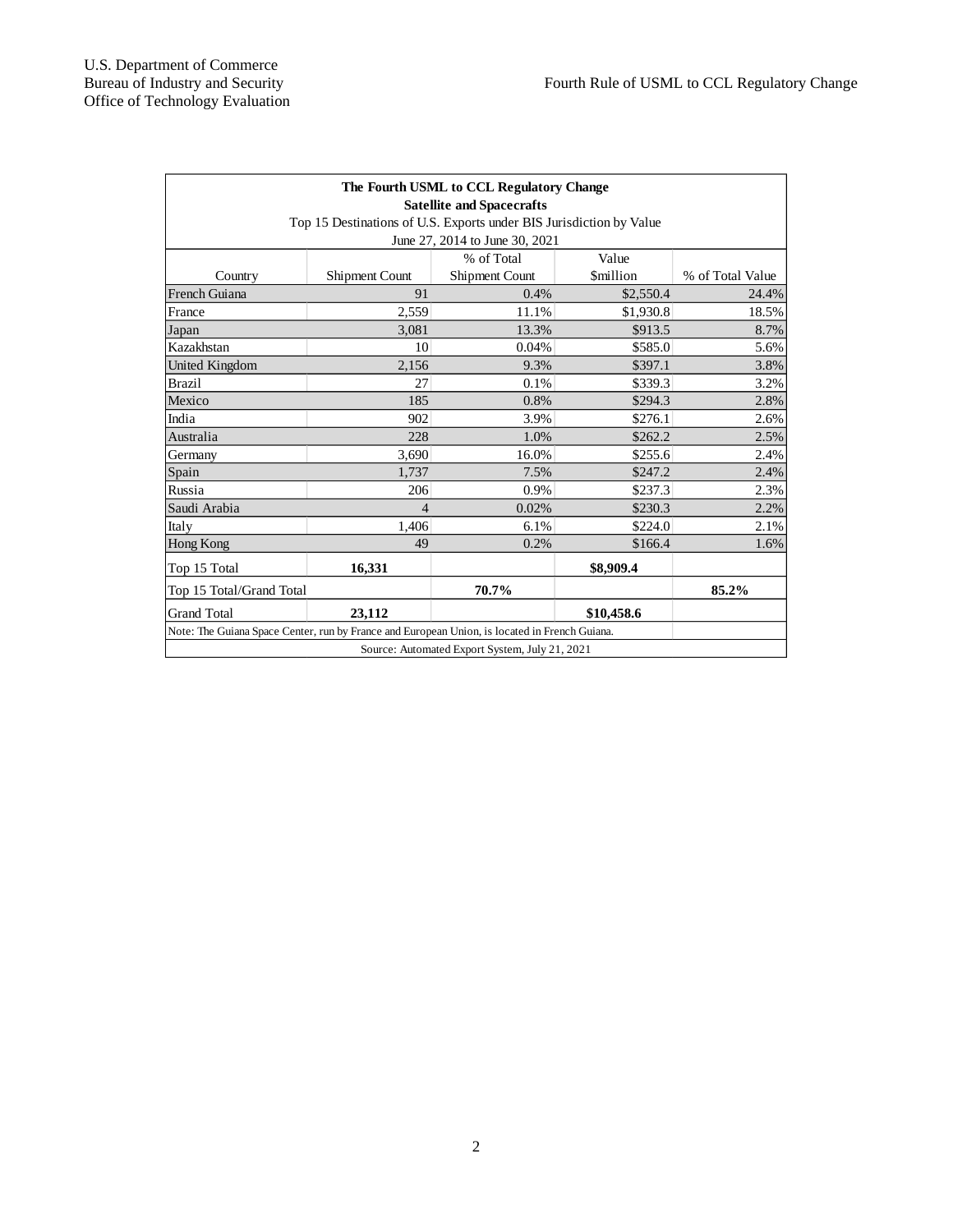| **The Fourth USML to CCL Regulatory Change** | | | | |
|---|---|---|---|---|
| **Satellite and Spacecrafts** | | | | |
| Top 15 Destinations of U.S. Exports under BIS Jurisdiction by Value | | | | |
| June 27, 2014 to June 30, 2021 | | | | |
| Country | Shipment Count | % of Total Shipment Count | Value $million | % of Total Value |
| French Guiana | 91 | 0.4% | $2,550.4 | 24.4% |
| France | 2,559 | 11.1% | $1,930.8 | 18.5% |
| Japan | 3,081 | 13.3% | $913.5 | 8.7% |
| Kazakhstan | 10 | 0.04% | $585.0 | 5.6% |
| United Kingdom | 2,156 | 9.3% | $397.1 | 3.8% |
| Brazil | 27 | 0.1% | $339.3 | 3.2% |
| Mexico | 185 | 0.8% | $294.3 | 2.8% |
| India | 902 | 3.9% | $276.1 | 2.6% |
| Australia | 228 | 1.0% | $262.2 | 2.5% |
| Germany | 3,690 | 16.0% | $255.6 | 2.4% |
| Spain | 1,737 | 7.5% | $247.2 | 2.4% |
| Russia | 206 | 0.9% | $237.3 | 2.3% |
| Saudi Arabia | 4 | 0.02% | $230.3 | 2.2% |
| Italy | 1,406 | 6.1% | $224.0 | 2.1% |
| Hong Kong | 49 | 0.2% | $166.4 | 1.6% |
| Top 15 Total | **16,331** | | **$8,909.4** | |
| Top 15 Total/Grand Total | | **70.7%** | | **85.2%** |
| Grand Total | **23,112** | | **$10,458.6** | |
| Note: The Guiana Space Center, run by France and European Union, is located in French Guiana. | | | | |
| Source: Automated Export System, July 21, 2021 | | | | |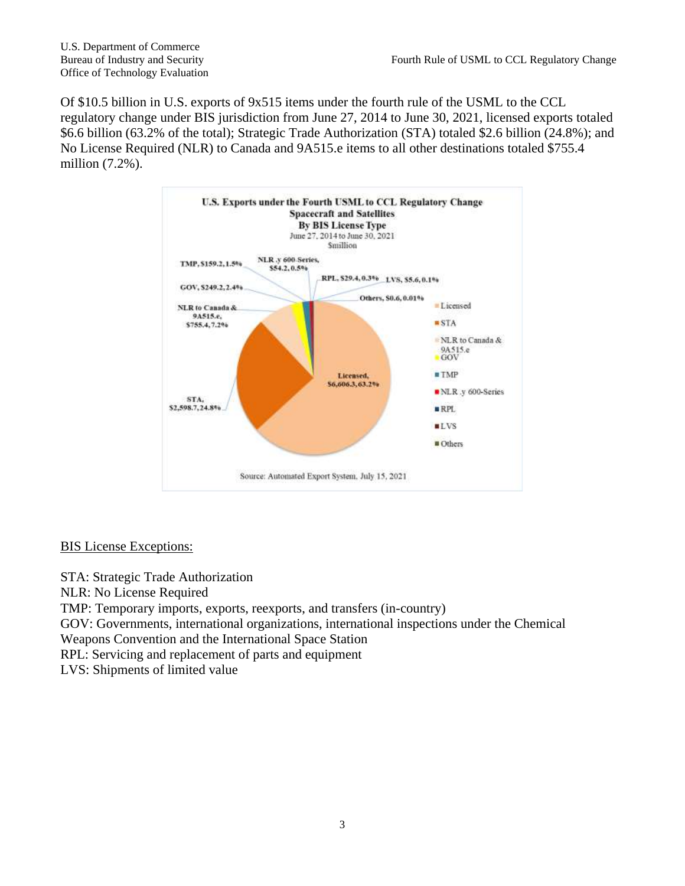Of $10.5 billion in U.S. exports of 9x515 items under the fourth rule of the USML to the CCL regulatory change under BIS jurisdiction from June 27, 2014 to June 30, 2021, licensed exports totaled $6.6 billion (63.2% of the total); Strategic Trade Authorization (STA) totaled $2.6 billion (24.8%); and No License Required (NLR) to Canada and 9A515.e items to all other destinations totaled $755.4 million (7.2%).

**U.S. Exports under the Fourth USML to CCL Regulatory Change**
**Spacecraft and Satellites**
**By BIS License Type**
June 27, 2014 to June 30, 2021
$million

Licensed, $6,606.3, 63.2%
STA, $2,598.7, 24.8%
NLR to Canada & 9A515.e, $755.4, 7.2%
GOV, $249.2, 2.4%
TMP, $159.2, 1.5%
NLR .y 600-Series, $54.2, 0.5%
RPL, $29.4, 0.3%
LVS, $5.6, 0.1%
Others, $0.6, 0.01%

Licensed
STA
NLR to Canada & 9A515.e
GOV
TMP
NLR .y 600-Series
RPL
LVS
Others

Source: Automated Export System, July 15, 2021

<u>BIS License Exceptions:</u>

STA: Strategic Trade Authorization
NLR: No License Required
TMP: Temporary imports, exports, reexports, and transfers (in-country)
GOV: Governments, international organizations, international inspections under the Chemical Weapons Convention and the International Space Station
RPL: Servicing and replacement of parts and equipment
LVS: Shipments of limited value